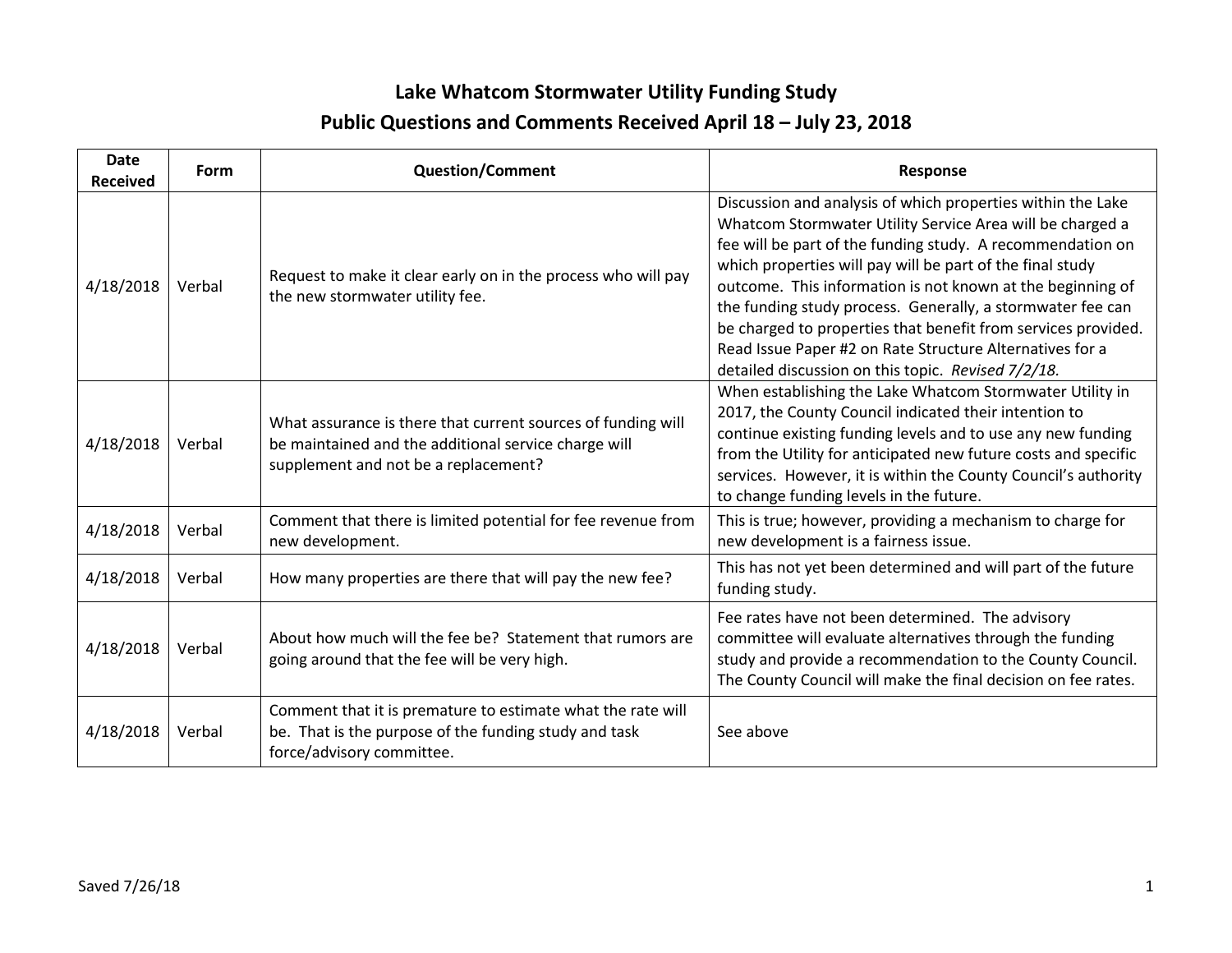# Lake Whatcom Stormwater Utility Funding Study

## Public Questions and Comments Received April 18 – July 23, 2018

| Date Received | Form | Question/Comment | Response |
|---|---|---|---|
| 4/18/2018 | Verbal | Request to make it clear early on in the process who will pay the new stormwater utility fee. | Discussion and analysis of which properties within the Lake Whatcom Stormwater Utility Service Area will be charged a fee will be part of the funding study. A recommendation on which properties will pay will be part of the final study outcome. This information is not known at the beginning of the funding study process. Generally, a stormwater fee can be charged to properties that benefit from services provided. Read Issue Paper #2 on Rate Structure Alternatives for a detailed discussion on this topic. *Revised 7/2/18.* |
| 4/18/2018 | Verbal | What assurance is there that current sources of funding will be maintained and the additional service charge will supplement and not be a replacement? | When establishing the Lake Whatcom Stormwater Utility in 2017, the County Council indicated their intention to continue existing funding levels and to use any new funding from the Utility for anticipated new future costs and specific services. However, it is within the County Council's authority to change funding levels in the future. |
| 4/18/2018 | Verbal | Comment that there is limited potential for fee revenue from new development. | This is true; however, providing a mechanism to charge for new development is a fairness issue. |
| 4/18/2018 | Verbal | How many properties are there that will pay the new fee? | This has not yet been determined and will part of the future funding study. |
| 4/18/2018 | Verbal | About how much will the fee be? Statement that rumors are going around that the fee will be very high. | Fee rates have not been determined. The advisory committee will evaluate alternatives through the funding study and provide a recommendation to the County Council. The County Council will make the final decision on fee rates. |
| 4/18/2018 | Verbal | Comment that it is premature to estimate what the rate will be. That is the purpose of the funding study and task force/advisory committee. | See above |

Saved 7/26/18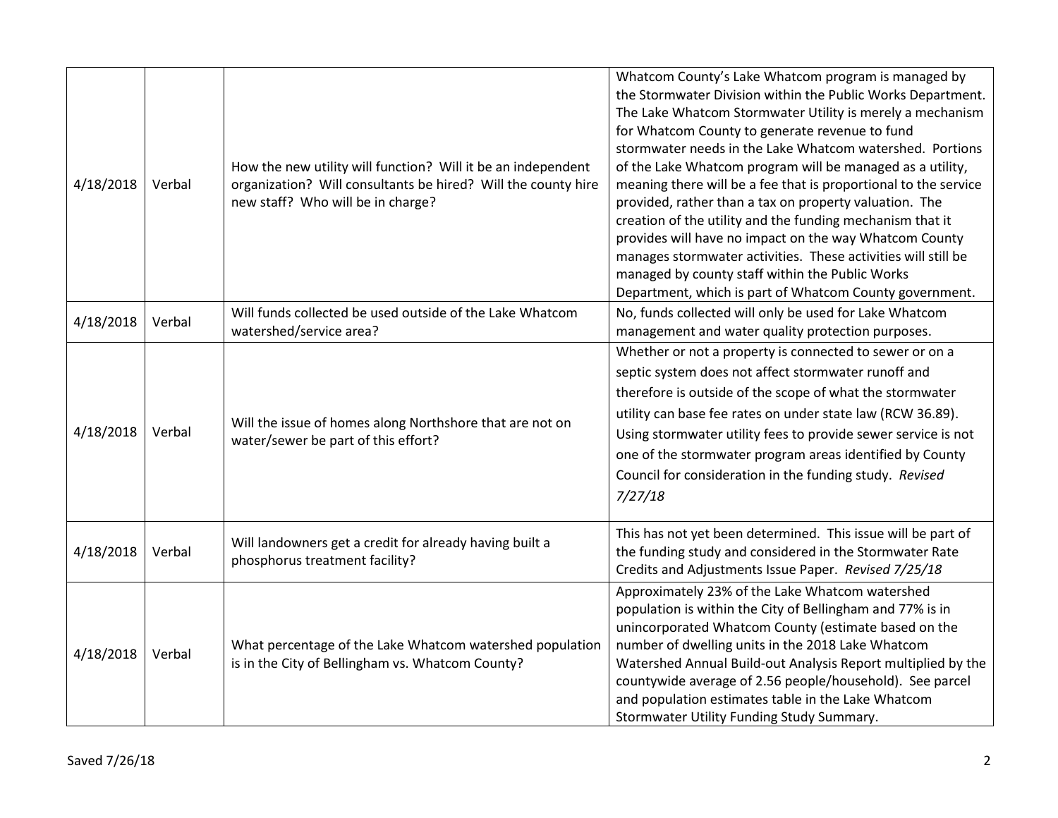| | | | |
|---|---|---|---|
| 4/18/2018 | Verbal | How the new utility will function? Will it be an independent organization? Will consultants be hired? Will the county hire new staff? Who will be in charge? | Whatcom County's Lake Whatcom program is managed by the Stormwater Division within the Public Works Department. The Lake Whatcom Stormwater Utility is merely a mechanism for Whatcom County to generate revenue to fund stormwater needs in the Lake Whatcom watershed. Portions of the Lake Whatcom program will be managed as a utility, meaning there will be a fee that is proportional to the service provided, rather than a tax on property valuation. The creation of the utility and the funding mechanism that it provides will have no impact on the way Whatcom County manages stormwater activities. These activities will still be managed by county staff within the Public Works Department, which is part of Whatcom County government. |
| 4/18/2018 | Verbal | Will funds collected be used outside of the Lake Whatcom watershed/service area? | No, funds collected will only be used for Lake Whatcom management and water quality protection purposes. |
| 4/18/2018 | Verbal | Will the issue of homes along Northshore that are not on water/sewer be part of this effort? | Whether or not a property is connected to sewer or on a septic system does not affect stormwater runoff and therefore is outside of the scope of what the stormwater utility can base fee rates on under state law (RCW 36.89). Using stormwater utility fees to provide sewer service is not one of the stormwater program areas identified by County Council for consideration in the funding study. *Revised 7/27/18* |
| 4/18/2018 | Verbal | Will landowners get a credit for already having built a phosphorus treatment facility? | This has not yet been determined. This issue will be part of the funding study and considered in the Stormwater Rate Credits and Adjustments Issue Paper. *Revised 7/25/18* |
| 4/18/2018 | Verbal | What percentage of the Lake Whatcom watershed population is in the City of Bellingham vs. Whatcom County? | Approximately 23% of the Lake Whatcom watershed population is within the City of Bellingham and 77% is in unincorporated Whatcom County (estimate based on the number of dwelling units in the 2018 Lake Whatcom Watershed Annual Build-out Analysis Report multiplied by the countywide average of 2.56 people/household). See parcel and population estimates table in the Lake Whatcom Stormwater Utility Funding Study Summary. |

Saved 7/26/18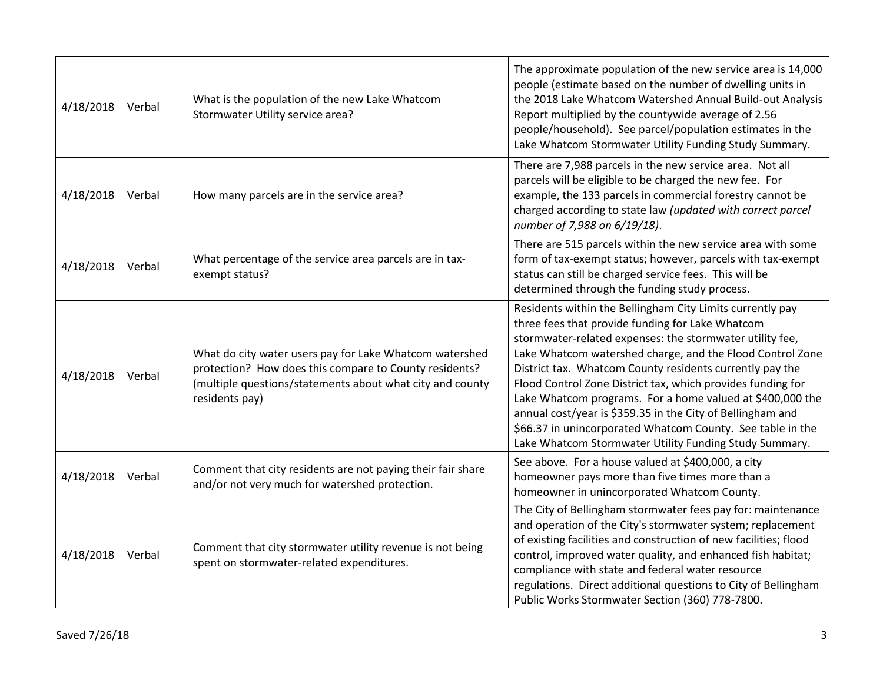| | | | |
|---|---|---|---|
| 4/18/2018 | Verbal | What is the population of the new Lake Whatcom Stormwater Utility service area? | The approximate population of the new service area is 14,000 people (estimate based on the number of dwelling units in the 2018 Lake Whatcom Watershed Annual Build-out Analysis Report multiplied by the countywide average of 2.56 people/household). See parcel/population estimates in the Lake Whatcom Stormwater Utility Funding Study Summary. |
| 4/18/2018 | Verbal | How many parcels are in the service area? | There are 7,988 parcels in the new service area. Not all parcels will be eligible to be charged the new fee. For example, the 133 parcels in commercial forestry cannot be charged according to state law *(updated with correct parcel number of 7,988 on 6/19/18)*. |
| 4/18/2018 | Verbal | What percentage of the service area parcels are in tax-exempt status? | There are 515 parcels within the new service area with some form of tax-exempt status; however, parcels with tax-exempt status can still be charged service fees. This will be determined through the funding study process. |
| 4/18/2018 | Verbal | What do city water users pay for Lake Whatcom watershed protection? How does this compare to County residents? (multiple questions/statements about what city and county residents pay) | Residents within the Bellingham City Limits currently pay three fees that provide funding for Lake Whatcom stormwater-related expenses: the stormwater utility fee, Lake Whatcom watershed charge, and the Flood Control Zone District tax. Whatcom County residents currently pay the Flood Control Zone District tax, which provides funding for Lake Whatcom programs. For a home valued at $400,000 the annual cost/year is $359.35 in the City of Bellingham and $66.37 in unincorporated Whatcom County. See table in the Lake Whatcom Stormwater Utility Funding Study Summary. |
| 4/18/2018 | Verbal | Comment that city residents are not paying their fair share and/or not very much for watershed protection. | See above. For a house valued at $400,000, a city homeowner pays more than five times more than a homeowner in unincorporated Whatcom County. |
| 4/18/2018 | Verbal | Comment that city stormwater utility revenue is not being spent on stormwater-related expenditures. | The City of Bellingham stormwater fees pay for: maintenance and operation of the City's stormwater system; replacement of existing facilities and construction of new facilities; flood control, improved water quality, and enhanced fish habitat; compliance with state and federal water resource regulations. Direct additional questions to City of Bellingham Public Works Stormwater Section (360) 778-7800. |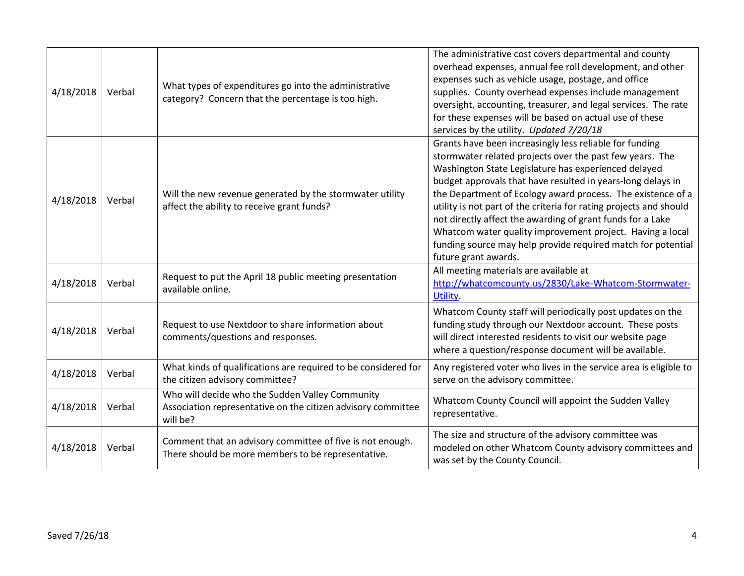| | | | |
|---|---|---|---|
| 4/18/2018 | Verbal | What types of expenditures go into the administrative category? Concern that the percentage is too high. | The administrative cost covers departmental and county overhead expenses, annual fee roll development, and other expenses such as vehicle usage, postage, and office supplies. County overhead expenses include management oversight, accounting, treasurer, and legal services. The rate for these expenses will be based on actual use of these services by the utility. *Updated 7/20/18* |
| 4/18/2018 | Verbal | Will the new revenue generated by the stormwater utility affect the ability to receive grant funds? | Grants have been increasingly less reliable for funding stormwater related projects over the past few years. The Washington State Legislature has experienced delayed budget approvals that have resulted in years-long delays in the Department of Ecology award process. The existence of a utility is not part of the criteria for rating projects and should not directly affect the awarding of grant funds for a Lake Whatcom water quality improvement project. Having a local funding source may help provide required match for potential future grant awards. |
| 4/18/2018 | Verbal | Request to put the April 18 public meeting presentation available online. | All meeting materials are available at [http://whatcomcounty.us/2830/Lake-Whatcom-Stormwater-Utility](http://whatcomcounty.us/2830/Lake-Whatcom-Stormwater-Utility). |
| 4/18/2018 | Verbal | Request to use Nextdoor to share information about comments/questions and responses. | Whatcom County staff will periodically post updates on the funding study through our Nextdoor account. These posts will direct interested residents to visit our website page where a question/response document will be available. |
| 4/18/2018 | Verbal | What kinds of qualifications are required to be considered for the citizen advisory committee? | Any registered voter who lives in the service area is eligible to serve on the advisory committee. |
| 4/18/2018 | Verbal | Who will decide who the Sudden Valley Community Association representative on the citizen advisory committee will be? | Whatcom County Council will appoint the Sudden Valley representative. |
| 4/18/2018 | Verbal | Comment that an advisory committee of five is not enough. There should be more members to be representative. | The size and structure of the advisory committee was modeled on other Whatcom County advisory committees and was set by the County Council. |

Saved 7/26/18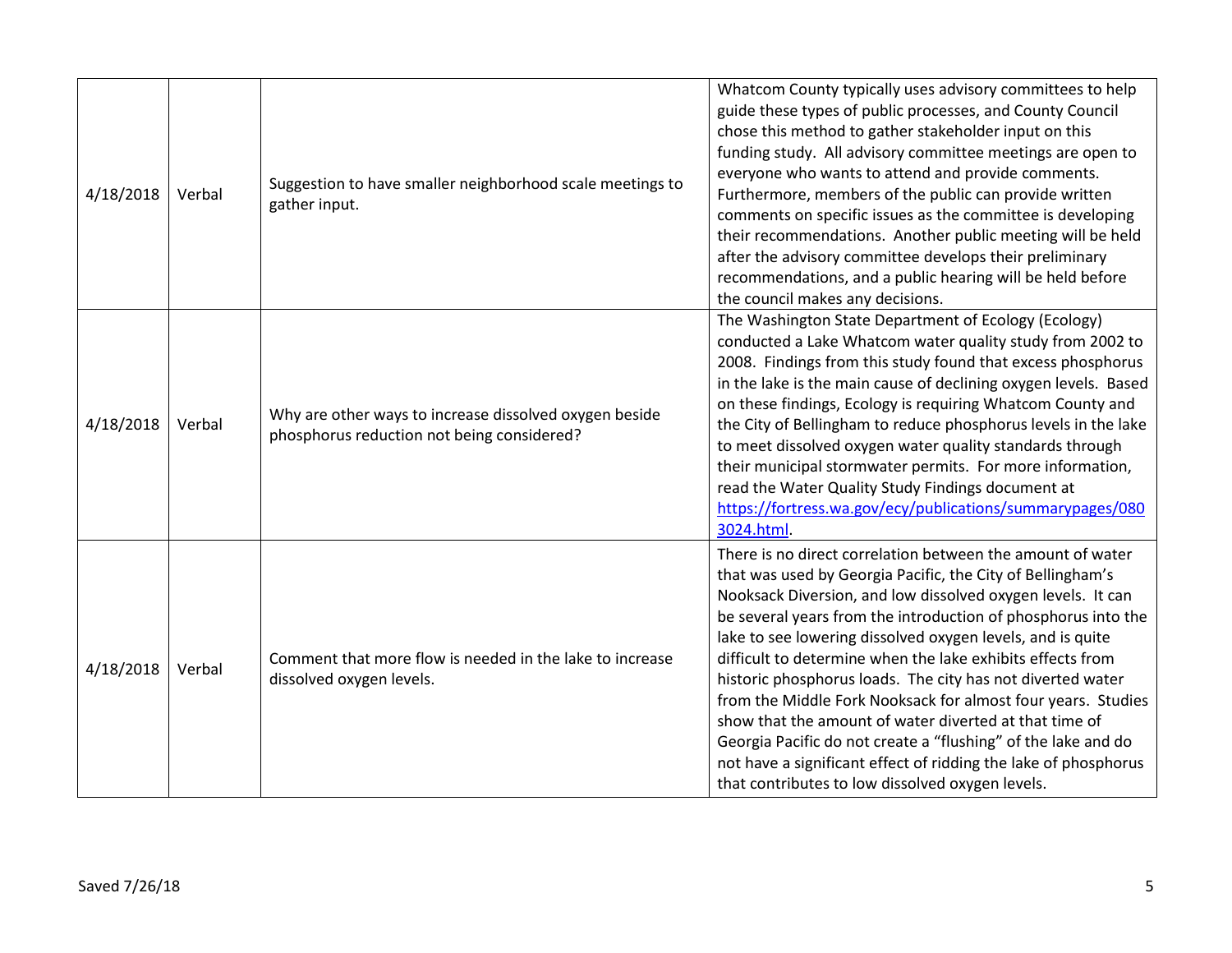| | | | |
|---|---|---|---|
| 4/18/2018 | Verbal | Suggestion to have smaller neighborhood scale meetings to gather input. | Whatcom County typically uses advisory committees to help guide these types of public processes, and County Council chose this method to gather stakeholder input on this funding study. All advisory committee meetings are open to everyone who wants to attend and provide comments. Furthermore, members of the public can provide written comments on specific issues as the committee is developing their recommendations. Another public meeting will be held after the advisory committee develops their preliminary recommendations, and a public hearing will be held before the council makes any decisions. |
| 4/18/2018 | Verbal | Why are other ways to increase dissolved oxygen beside phosphorus reduction not being considered? | The Washington State Department of Ecology (Ecology) conducted a Lake Whatcom water quality study from 2002 to 2008. Findings from this study found that excess phosphorus in the lake is the main cause of declining oxygen levels. Based on these findings, Ecology is requiring Whatcom County and the City of Bellingham to reduce phosphorus levels in the lake to meet dissolved oxygen water quality standards through their municipal stormwater permits. For more information, read the Water Quality Study Findings document at https://fortress.wa.gov/ecy/publications/summarypages/0803024.html. |
| 4/18/2018 | Verbal | Comment that more flow is needed in the lake to increase dissolved oxygen levels. | There is no direct correlation between the amount of water that was used by Georgia Pacific, the City of Bellingham's Nooksack Diversion, and low dissolved oxygen levels. It can be several years from the introduction of phosphorus into the lake to see lowering dissolved oxygen levels, and is quite difficult to determine when the lake exhibits effects from historic phosphorus loads. The city has not diverted water from the Middle Fork Nooksack for almost four years. Studies show that the amount of water diverted at that time of Georgia Pacific do not create a "flushing" of the lake and do not have a significant effect of ridding the lake of phosphorus that contributes to low dissolved oxygen levels. |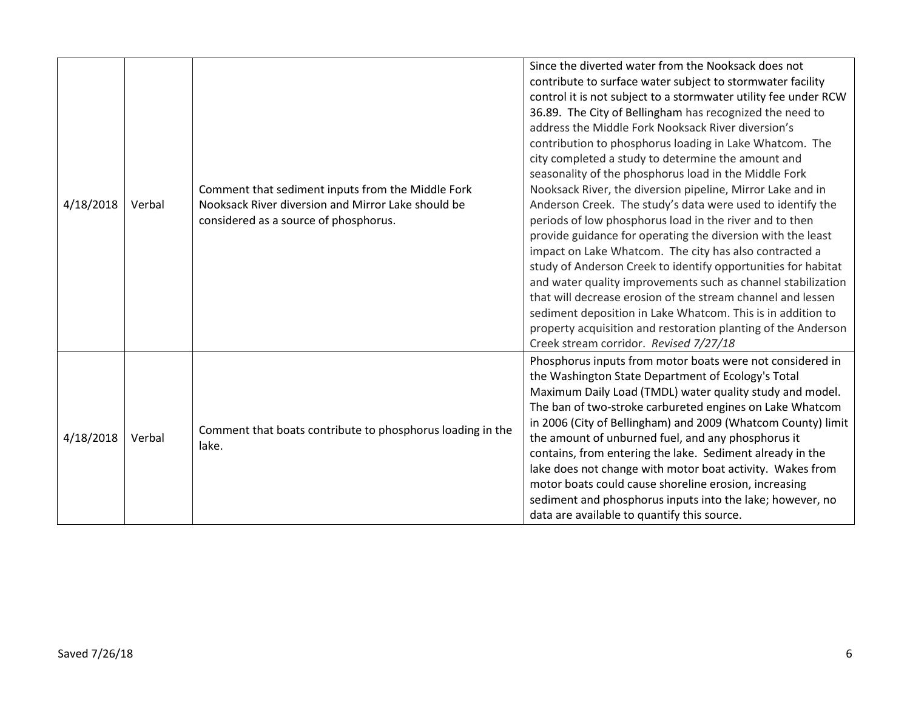| | | | |
|---|---|---|---|
| 4/18/2018 | Verbal | Comment that sediment inputs from the Middle Fork Nooksack River diversion and Mirror Lake should be considered as a source of phosphorus. | Since the diverted water from the Nooksack does not contribute to surface water subject to stormwater facility control it is not subject to a stormwater utility fee under RCW 36.89. The City of Bellingham has recognized the need to address the Middle Fork Nooksack River diversion's contribution to phosphorus loading in Lake Whatcom. The city completed a study to determine the amount and seasonality of the phosphorus load in the Middle Fork Nooksack River, the diversion pipeline, Mirror Lake and in Anderson Creek. The study's data were used to identify the periods of low phosphorus load in the river and to then provide guidance for operating the diversion with the least impact on Lake Whatcom. The city has also contracted a study of Anderson Creek to identify opportunities for habitat and water quality improvements such as channel stabilization that will decrease erosion of the stream channel and lessen sediment deposition in Lake Whatcom. This is in addition to property acquisition and restoration planting of the Anderson Creek stream corridor. *Revised 7/27/18* |
| 4/18/2018 | Verbal | Comment that boats contribute to phosphorus loading in the lake. | Phosphorus inputs from motor boats were not considered in the Washington State Department of Ecology's Total Maximum Daily Load (TMDL) water quality study and model. The ban of two-stroke carbureted engines on Lake Whatcom in 2006 (City of Bellingham) and 2009 (Whatcom County) limit the amount of unburned fuel, and any phosphorus it contains, from entering the lake. Sediment already in the lake does not change with motor boat activity. Wakes from motor boats could cause shoreline erosion, increasing sediment and phosphorus inputs into the lake; however, no data are available to quantify this source. |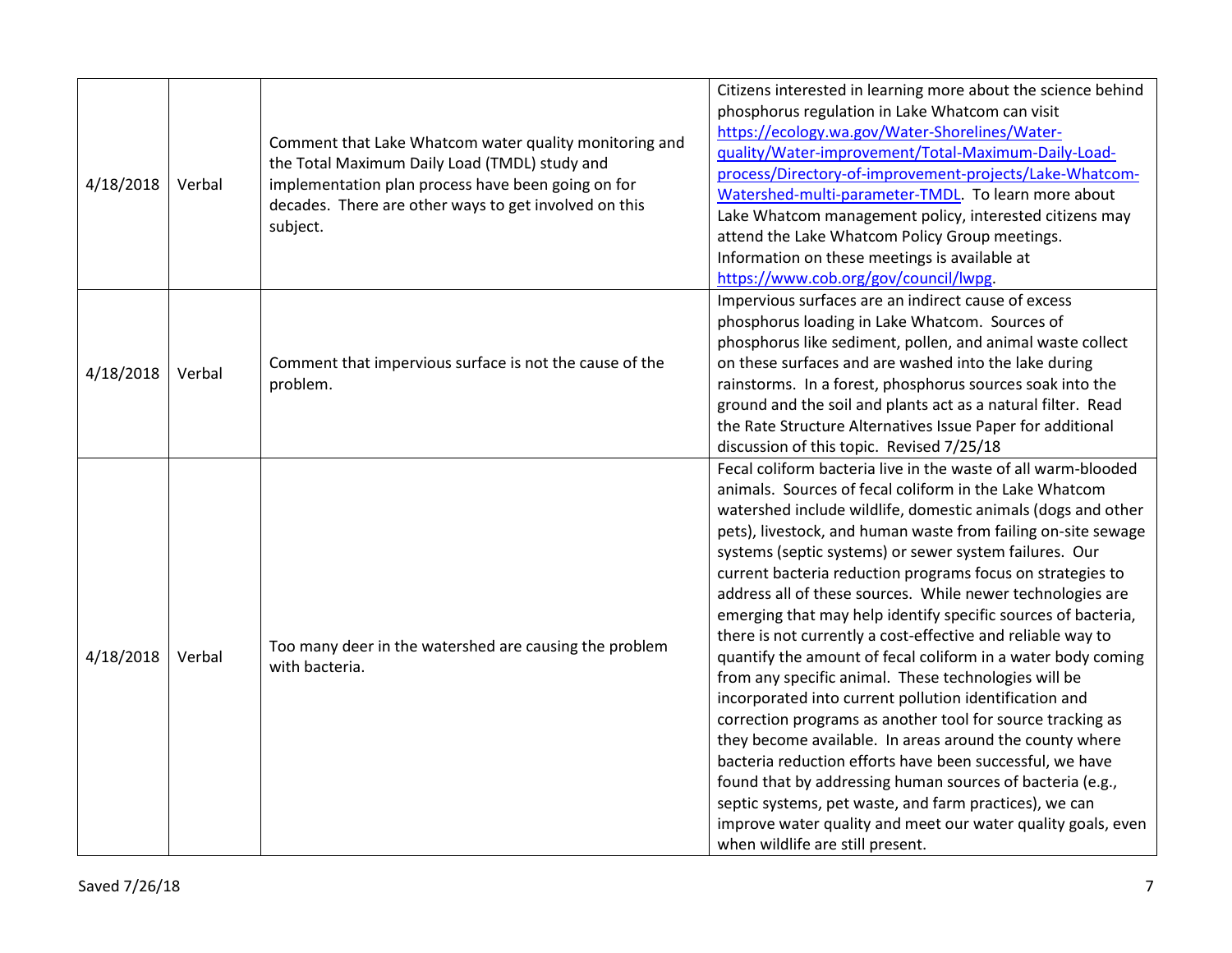| | | | |
|---|---|---|---|
| 4/18/2018 | Verbal | Comment that Lake Whatcom water quality monitoring and the Total Maximum Daily Load (TMDL) study and implementation plan process have been going on for decades. There are other ways to get involved on this subject. | Citizens interested in learning more about the science behind phosphorus regulation in Lake Whatcom can visit [https://ecology.wa.gov/Water-Shorelines/Water-quality/Water-improvement/Total-Maximum-Daily-Load-process/Directory-of-improvement-projects/Lake-Whatcom-Watershed-multi-parameter-TMDL](https://ecology.wa.gov/Water-Shorelines/Water-quality/Water-improvement/Total-Maximum-Daily-Load-process/Directory-of-improvement-projects/Lake-Whatcom-Watershed-multi-parameter-TMDL). To learn more about Lake Whatcom management policy, interested citizens may attend the Lake Whatcom Policy Group meetings. Information on these meetings is available at [https://www.cob.org/gov/council/lwpg](https://www.cob.org/gov/council/lwpg). |
| 4/18/2018 | Verbal | Comment that impervious surface is not the cause of the problem. | Impervious surfaces are an indirect cause of excess phosphorus loading in Lake Whatcom. Sources of phosphorus like sediment, pollen, and animal waste collect on these surfaces and are washed into the lake during rainstorms. In a forest, phosphorus sources soak into the ground and the soil and plants act as a natural filter. Read the Rate Structure Alternatives Issue Paper for additional discussion of this topic. Revised 7/25/18 |
| 4/18/2018 | Verbal | Too many deer in the watershed are causing the problem with bacteria. | Fecal coliform bacteria live in the waste of all warm-blooded animals. Sources of fecal coliform in the Lake Whatcom watershed include wildlife, domestic animals (dogs and other pets), livestock, and human waste from failing on-site sewage systems (septic systems) or sewer system failures. Our current bacteria reduction programs focus on strategies to address all of these sources. While newer technologies are emerging that may help identify specific sources of bacteria, there is not currently a cost-effective and reliable way to quantify the amount of fecal coliform in a water body coming from any specific animal. These technologies will be incorporated into current pollution identification and correction programs as another tool for source tracking as they become available. In areas around the county where bacteria reduction efforts have been successful, we have found that by addressing human sources of bacteria (e.g., septic systems, pet waste, and farm practices), we can improve water quality and meet our water quality goals, even when wildlife are still present. |

Saved 7/26/18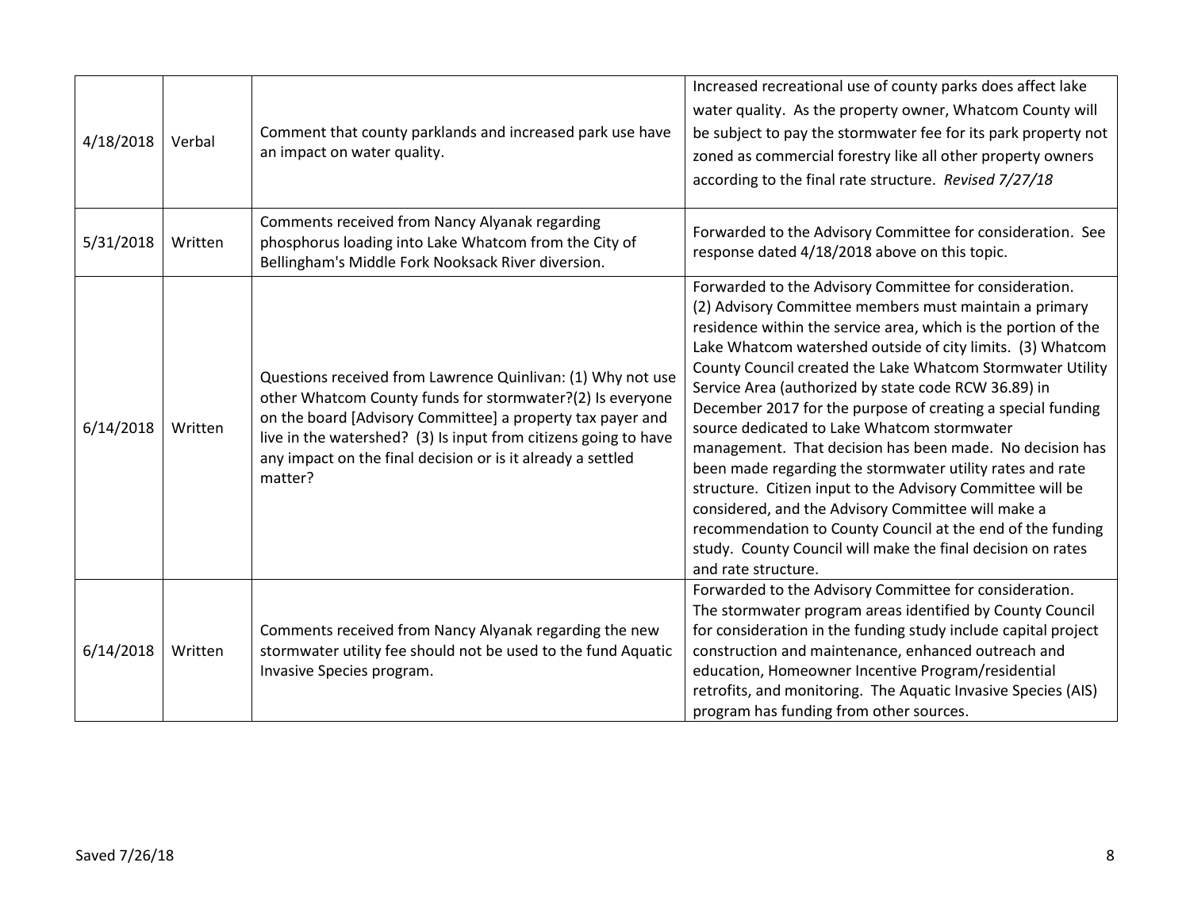| | | | |
|---|---|---|---|
| 4/18/2018 | Verbal | Comment that county parklands and increased park use have an impact on water quality. | Increased recreational use of county parks does affect lake water quality. As the property owner, Whatcom County will be subject to pay the stormwater fee for its park property not zoned as commercial forestry like all other property owners according to the final rate structure. *Revised 7/27/18* |
| 5/31/2018 | Written | Comments received from Nancy Alyanak regarding phosphorus loading into Lake Whatcom from the City of Bellingham's Middle Fork Nooksack River diversion. | Forwarded to the Advisory Committee for consideration. See response dated 4/18/2018 above on this topic. |
| 6/14/2018 | Written | Questions received from Lawrence Quinlivan: (1) Why not use other Whatcom County funds for stormwater?(2) Is everyone on the board [Advisory Committee] a property tax payer and live in the watershed? (3) Is input from citizens going to have any impact on the final decision or is it already a settled matter? | Forwarded to the Advisory Committee for consideration. (2) Advisory Committee members must maintain a primary residence within the service area, which is the portion of the Lake Whatcom watershed outside of city limits. (3) Whatcom County Council created the Lake Whatcom Stormwater Utility Service Area (authorized by state code RCW 36.89) in December 2017 for the purpose of creating a special funding source dedicated to Lake Whatcom stormwater management. That decision has been made. No decision has been made regarding the stormwater utility rates and rate structure. Citizen input to the Advisory Committee will be considered, and the Advisory Committee will make a recommendation to County Council at the end of the funding study. County Council will make the final decision on rates and rate structure. |
| 6/14/2018 | Written | Comments received from Nancy Alyanak regarding the new stormwater utility fee should not be used to the fund Aquatic Invasive Species program. | Forwarded to the Advisory Committee for consideration. The stormwater program areas identified by County Council for consideration in the funding study include capital project construction and maintenance, enhanced outreach and education, Homeowner Incentive Program/residential retrofits, and monitoring. The Aquatic Invasive Species (AIS) program has funding from other sources. |

Saved 7/26/18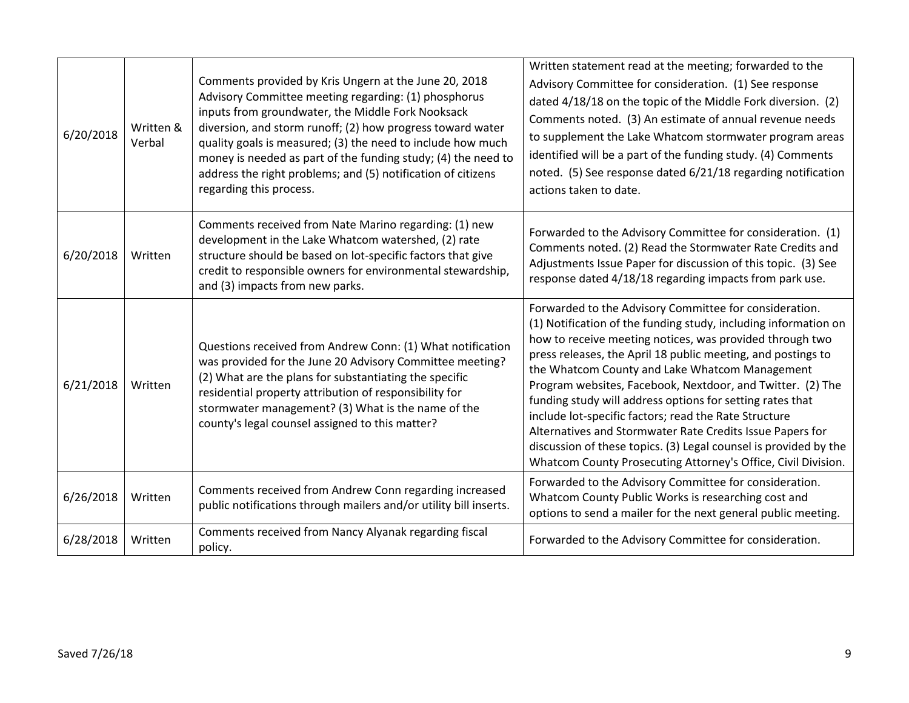| | | | |
|---|---|---|---|
| 6/20/2018 | Written & Verbal | Comments provided by Kris Ungern at the June 20, 2018 Advisory Committee meeting regarding: (1) phosphorus inputs from groundwater, the Middle Fork Nooksack diversion, and storm runoff; (2) how progress toward water quality goals is measured; (3) the need to include how much money is needed as part of the funding study; (4) the need to address the right problems; and (5) notification of citizens regarding this process. | Written statement read at the meeting; forwarded to the Advisory Committee for consideration. (1) See response dated 4/18/18 on the topic of the Middle Fork diversion. (2) Comments noted. (3) An estimate of annual revenue needs to supplement the Lake Whatcom stormwater program areas identified will be a part of the funding study. (4) Comments noted. (5) See response dated 6/21/18 regarding notification actions taken to date. |
| 6/20/2018 | Written | Comments received from Nate Marino regarding: (1) new development in the Lake Whatcom watershed, (2) rate structure should be based on lot-specific factors that give credit to responsible owners for environmental stewardship, and (3) impacts from new parks. | Forwarded to the Advisory Committee for consideration. (1) Comments noted. (2) Read the Stormwater Rate Credits and Adjustments Issue Paper for discussion of this topic. (3) See response dated 4/18/18 regarding impacts from park use. |
| 6/21/2018 | Written | Questions received from Andrew Conn: (1) What notification was provided for the June 20 Advisory Committee meeting? (2) What are the plans for substantiating the specific residential property attribution of responsibility for stormwater management? (3) What is the name of the county's legal counsel assigned to this matter? | Forwarded to the Advisory Committee for consideration. (1) Notification of the funding study, including information on how to receive meeting notices, was provided through two press releases, the April 18 public meeting, and postings to the Whatcom County and Lake Whatcom Management Program websites, Facebook, Nextdoor, and Twitter. (2) The funding study will address options for setting rates that include lot-specific factors; read the Rate Structure Alternatives and Stormwater Rate Credits Issue Papers for discussion of these topics. (3) Legal counsel is provided by the Whatcom County Prosecuting Attorney's Office, Civil Division. |
| 6/26/2018 | Written | Comments received from Andrew Conn regarding increased public notifications through mailers and/or utility bill inserts. | Forwarded to the Advisory Committee for consideration. Whatcom County Public Works is researching cost and options to send a mailer for the next general public meeting. |
| 6/28/2018 | Written | Comments received from Nancy Alyanak regarding fiscal policy. | Forwarded to the Advisory Committee for consideration. |

Saved 7/26/18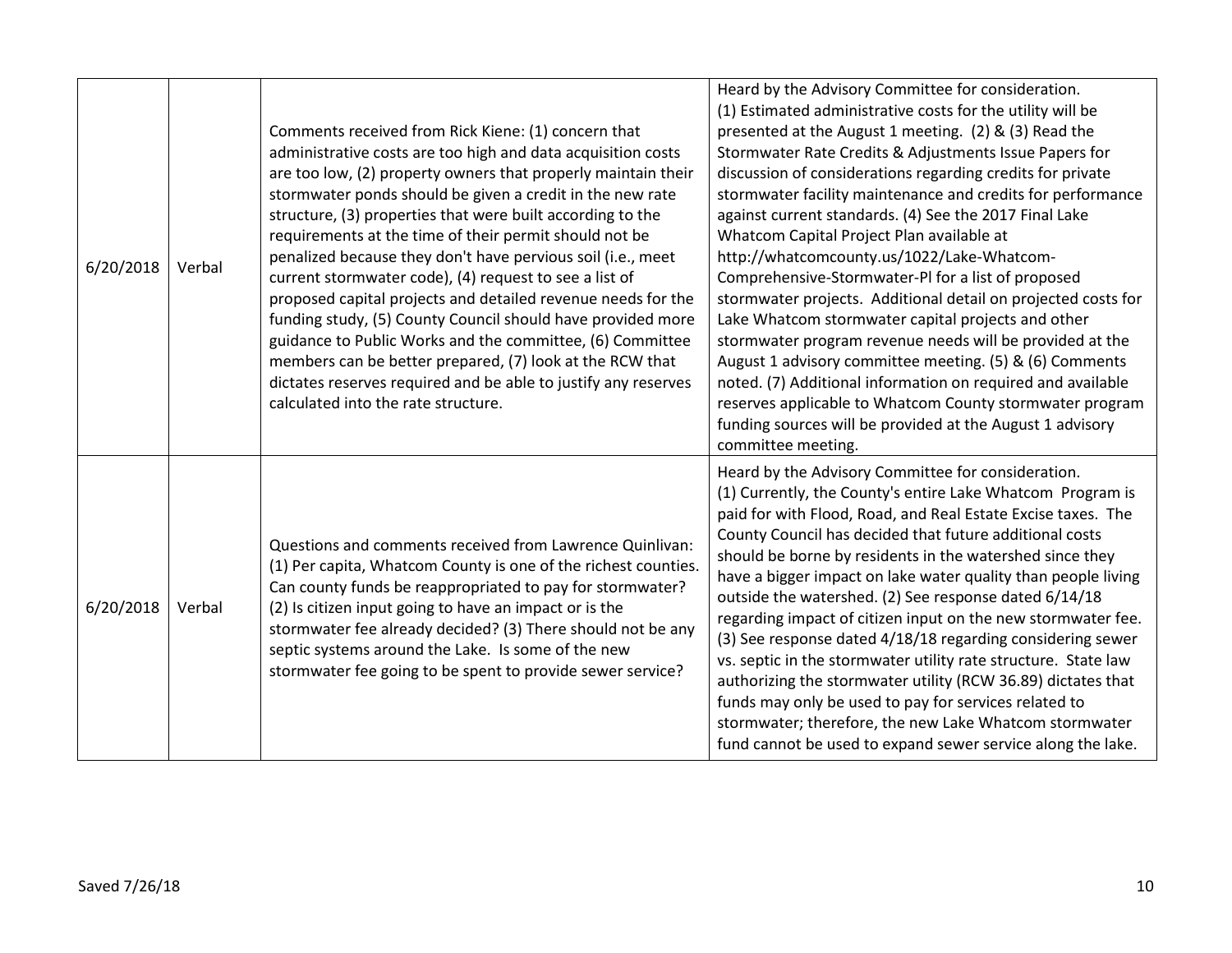| | | | |
|---|---|---|---|
| 6/20/2018 | Verbal | Comments received from Rick Kiene: (1) concern that administrative costs are too high and data acquisition costs are too low, (2) property owners that properly maintain their stormwater ponds should be given a credit in the new rate structure, (3) properties that were built according to the requirements at the time of their permit should not be penalized because they don't have pervious soil (i.e., meet current stormwater code), (4) request to see a list of proposed capital projects and detailed revenue needs for the funding study, (5) County Council should have provided more guidance to Public Works and the committee, (6) Committee members can be better prepared, (7) look at the RCW that dictates reserves required and be able to justify any reserves calculated into the rate structure. | Heard by the Advisory Committee for consideration. (1) Estimated administrative costs for the utility will be presented at the August 1 meeting. (2) & (3) Read the Stormwater Rate Credits & Adjustments Issue Papers for discussion of considerations regarding credits for private stormwater facility maintenance and credits for performance against current standards. (4) See the 2017 Final Lake Whatcom Capital Project Plan available at http://whatcomcounty.us/1022/Lake-Whatcom-Comprehensive-Stormwater-Pl for a list of proposed stormwater projects. Additional detail on projected costs for Lake Whatcom stormwater capital projects and other stormwater program revenue needs will be provided at the August 1 advisory committee meeting. (5) & (6) Comments noted. (7) Additional information on required and available reserves applicable to Whatcom County stormwater program funding sources will be provided at the August 1 advisory committee meeting. |
| 6/20/2018 | Verbal | Questions and comments received from Lawrence Quinlivan: (1) Per capita, Whatcom County is one of the richest counties. Can county funds be reappropriated to pay for stormwater? (2) Is citizen input going to have an impact or is the stormwater fee already decided? (3) There should not be any septic systems around the Lake. Is some of the new stormwater fee going to be spent to provide sewer service? | Heard by the Advisory Committee for consideration. (1) Currently, the County's entire Lake Whatcom Program is paid for with Flood, Road, and Real Estate Excise taxes. The County Council has decided that future additional costs should be borne by residents in the watershed since they have a bigger impact on lake water quality than people living outside the watershed. (2) See response dated 6/14/18 regarding impact of citizen input on the new stormwater fee. (3) See response dated 4/18/18 regarding considering sewer vs. septic in the stormwater utility rate structure. State law authorizing the stormwater utility (RCW 36.89) dictates that funds may only be used to pay for services related to stormwater; therefore, the new Lake Whatcom stormwater fund cannot be used to expand sewer service along the lake. |

Saved 7/26/18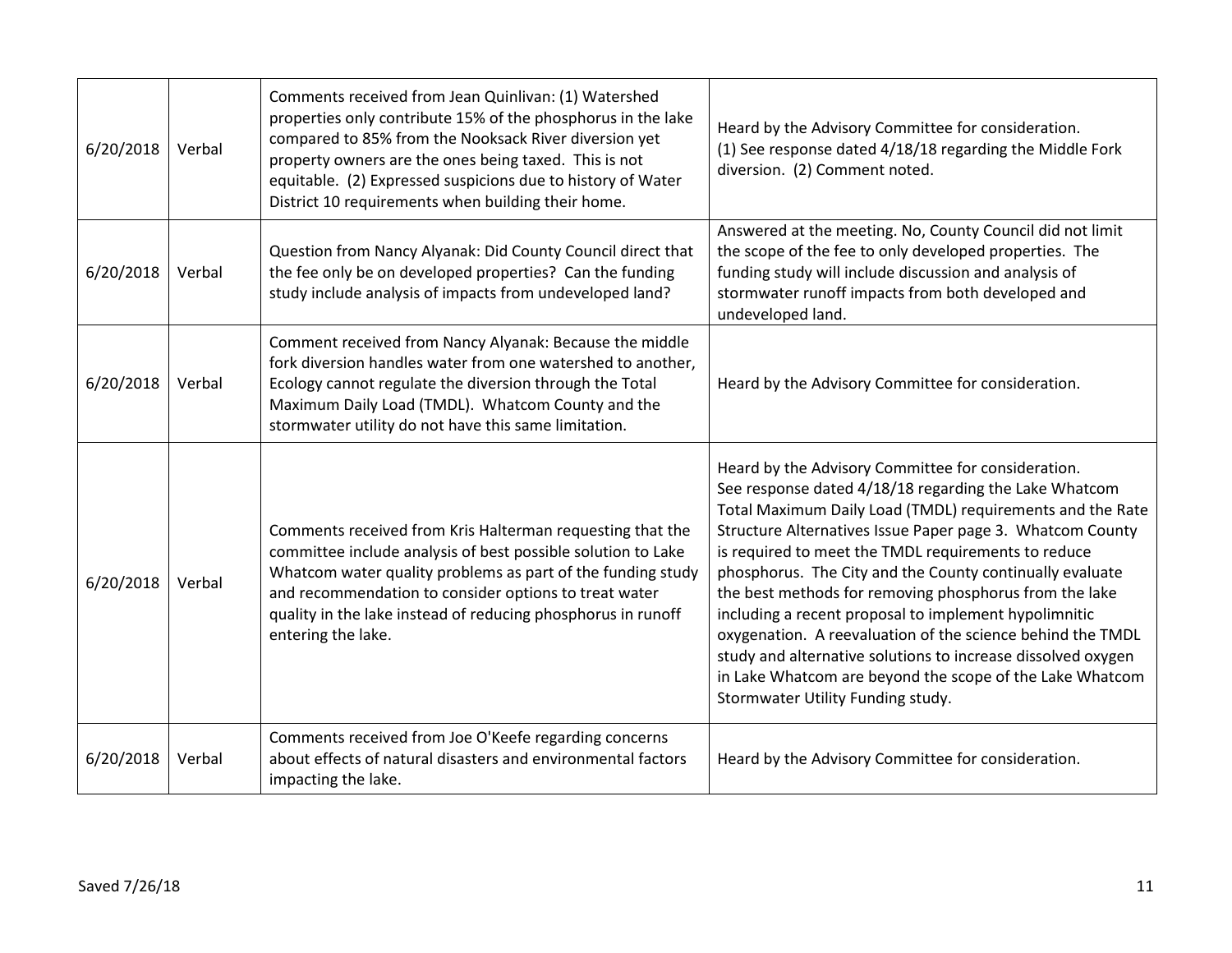| | | | |
|---|---|---|---|
| 6/20/2018 | Verbal | Comments received from Jean Quinlivan: (1) Watershed properties only contribute 15% of the phosphorus in the lake compared to 85% from the Nooksack River diversion yet property owners are the ones being taxed. This is not equitable. (2) Expressed suspicions due to history of Water District 10 requirements when building their home. | Heard by the Advisory Committee for consideration. (1) See response dated 4/18/18 regarding the Middle Fork diversion. (2) Comment noted. |
| 6/20/2018 | Verbal | Question from Nancy Alyanak: Did County Council direct that the fee only be on developed properties? Can the funding study include analysis of impacts from undeveloped land? | Answered at the meeting. No, County Council did not limit the scope of the fee to only developed properties. The funding study will include discussion and analysis of stormwater runoff impacts from both developed and undeveloped land. |
| 6/20/2018 | Verbal | Comment received from Nancy Alyanak: Because the middle fork diversion handles water from one watershed to another, Ecology cannot regulate the diversion through the Total Maximum Daily Load (TMDL). Whatcom County and the stormwater utility do not have this same limitation. | Heard by the Advisory Committee for consideration. |
| 6/20/2018 | Verbal | Comments received from Kris Halterman requesting that the committee include analysis of best possible solution to Lake Whatcom water quality problems as part of the funding study and recommendation to consider options to treat water quality in the lake instead of reducing phosphorus in runoff entering the lake. | Heard by the Advisory Committee for consideration. See response dated 4/18/18 regarding the Lake Whatcom Total Maximum Daily Load (TMDL) requirements and the Rate Structure Alternatives Issue Paper page 3. Whatcom County is required to meet the TMDL requirements to reduce phosphorus. The City and the County continually evaluate the best methods for removing phosphorus from the lake including a recent proposal to implement hypolimnitic oxygenation. A reevaluation of the science behind the TMDL study and alternative solutions to increase dissolved oxygen in Lake Whatcom are beyond the scope of the Lake Whatcom Stormwater Utility Funding study. |
| 6/20/2018 | Verbal | Comments received from Joe O'Keefe regarding concerns about effects of natural disasters and environmental factors impacting the lake. | Heard by the Advisory Committee for consideration. |

Saved 7/26/18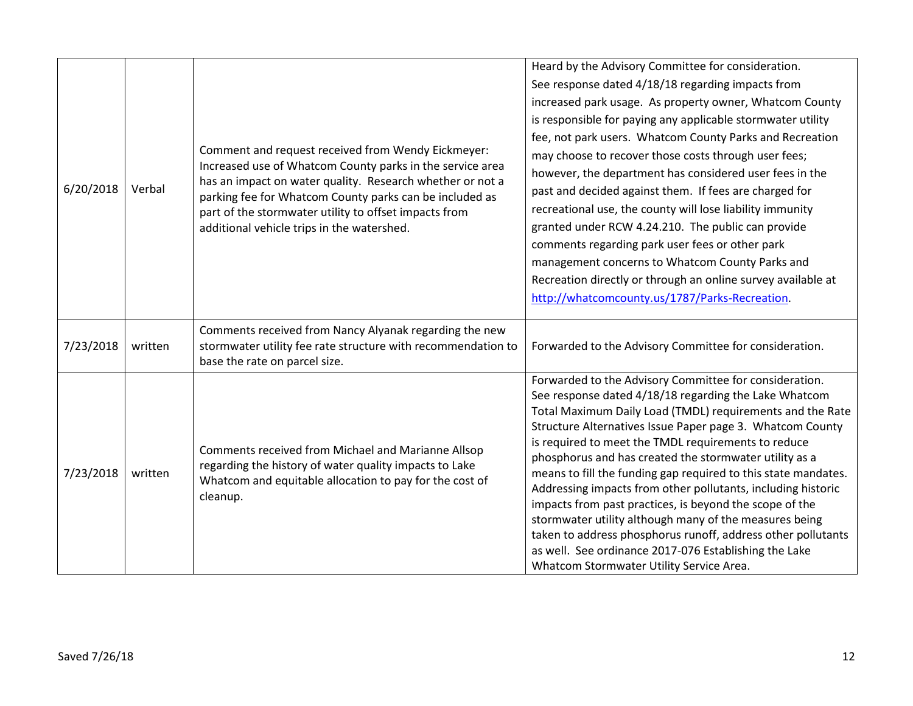| | | | |
|---|---|---|---|
| 6/20/2018 | Verbal | Comment and request received from Wendy Eickmeyer: Increased use of Whatcom County parks in the service area has an impact on water quality. Research whether or not a parking fee for Whatcom County parks can be included as part of the stormwater utility to offset impacts from additional vehicle trips in the watershed. | Heard by the Advisory Committee for consideration. See response dated 4/18/18 regarding impacts from increased park usage. As property owner, Whatcom County is responsible for paying any applicable stormwater utility fee, not park users. Whatcom County Parks and Recreation may choose to recover those costs through user fees; however, the department has considered user fees in the past and decided against them. If fees are charged for recreational use, the county will lose liability immunity granted under RCW 4.24.210. The public can provide comments regarding park user fees or other park management concerns to Whatcom County Parks and Recreation directly or through an online survey available at [http://whatcomcounty.us/1787/Parks-Recreation](http://whatcomcounty.us/1787/Parks-Recreation). |
| 7/23/2018 | written | Comments received from Nancy Alyanak regarding the new stormwater utility fee rate structure with recommendation to base the rate on parcel size. | Forwarded to the Advisory Committee for consideration. |
| 7/23/2018 | written | Comments received from Michael and Marianne Allsop regarding the history of water quality impacts to Lake Whatcom and equitable allocation to pay for the cost of cleanup. | Forwarded to the Advisory Committee for consideration. See response dated 4/18/18 regarding the Lake Whatcom Total Maximum Daily Load (TMDL) requirements and the Rate Structure Alternatives Issue Paper page 3. Whatcom County is required to meet the TMDL requirements to reduce phosphorus and has created the stormwater utility as a means to fill the funding gap required to this state mandates. Addressing impacts from other pollutants, including historic impacts from past practices, is beyond the scope of the stormwater utility although many of the measures being taken to address phosphorus runoff, address other pollutants as well. See ordinance 2017-076 Establishing the Lake Whatcom Stormwater Utility Service Area. |

Saved 7/26/18